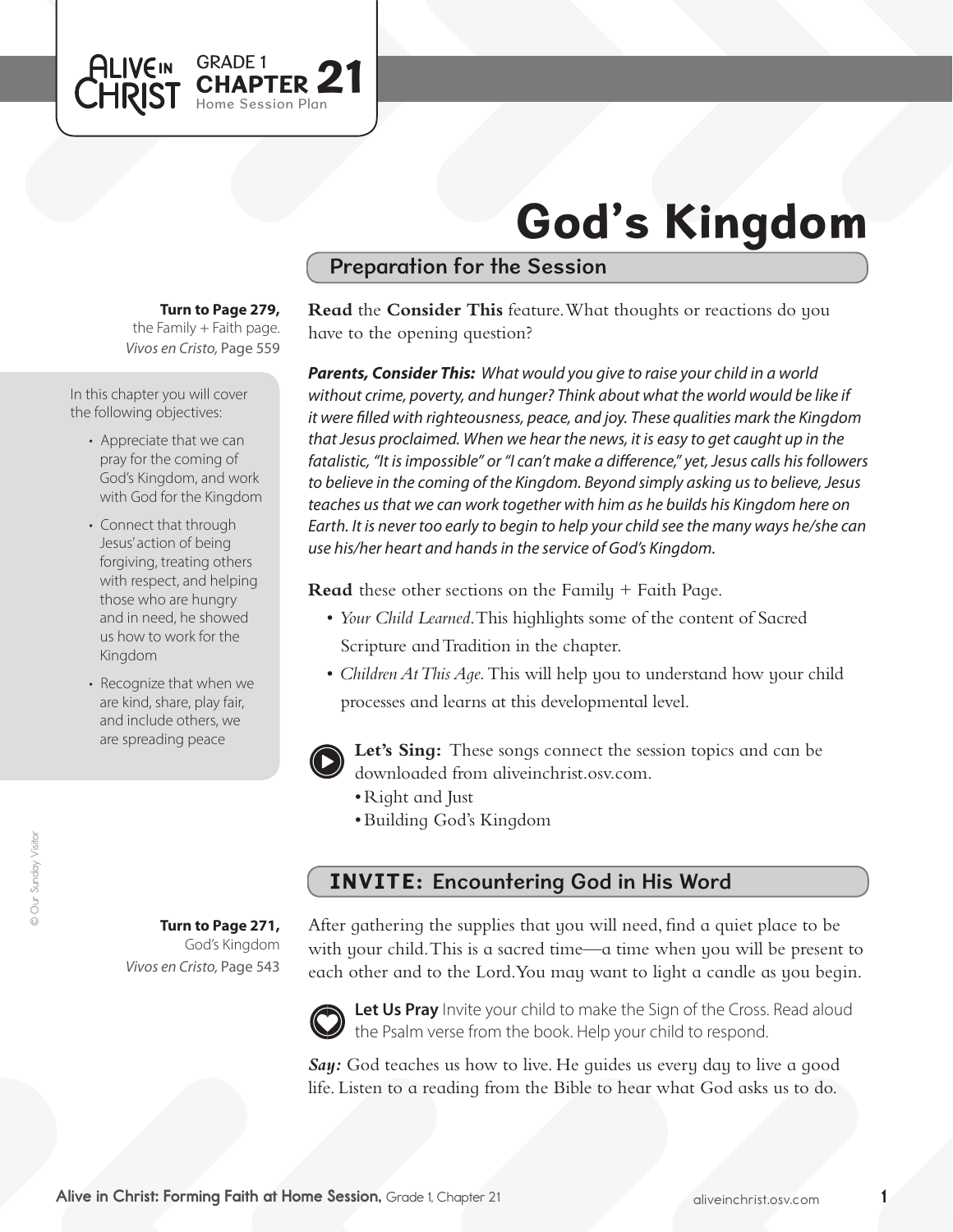GRADE 1 **CHAPTER 21** Home Session Plan

# God's Kingdom

## Preparation for the Session

**Turn to Page 279,** the Family + Faith page. *Vivos en Cristo,* Page 559

In this chapter you will cover the following objectives:

- Appreciate that we can pray for the coming of God's Kingdom, and work with God for the Kingdom
- Connect that through Jesus' action of being forgiving, treating others with respect, and helping those who are hungry and in need, he showed us how to work for the Kingdom
- Recognize that when we are kind, share, play fair, and include others, we are spreading peace

**Read** the **Consider This** feature. What thoughts or reactions do you have to the opening question?

***Parents, Consider This:*** *What would you give to raise your child in a world without crime, poverty, and hunger? Think about what the world would be like if it were filled with righteousness, peace, and joy. These qualities mark the Kingdom that Jesus proclaimed. When we hear the news, it is easy to get caught up in the fatalistic, "It is impossible" or "I can't make a difference," yet, Jesus calls his followers to believe in the coming of the Kingdom. Beyond simply asking us to believe, Jesus teaches us that we can work together with him as he builds his Kingdom here on Earth. It is never too early to begin to help your child see the many ways he/she can use his/her heart and hands in the service of God's Kingdom.*

**Read** these other sections on the Family + Faith Page.

- *Your Child Learned.* This highlights some of the content of Sacred Scripture and Tradition in the chapter.
- *Children At This Age.* This will help you to understand how your child processes and learns at this developmental level.

**Let's Sing:** These songs connect the session topics and can be downloaded from aliveinchrist.osv.com.

- Right and Just
- Building God's Kingdom

## INVITE: Encountering God in His Word

**Turn to Page 271,** God's Kingdom *Vivos en Cristo,* Page 543

After gathering the supplies that you will need, find a quiet place to be with your child. This is a sacred time—a time when you will be present to each other and to the Lord. You may want to light a candle as you begin.

**Let Us Pray** Invite your child to make the Sign of the Cross. Read aloud the Psalm verse from the book. Help your child to respond.

***Say:*** God teaches us how to live. He guides us every day to live a good life. Listen to a reading from the Bible to hear what God asks us to do.

© Our Sunday Visitor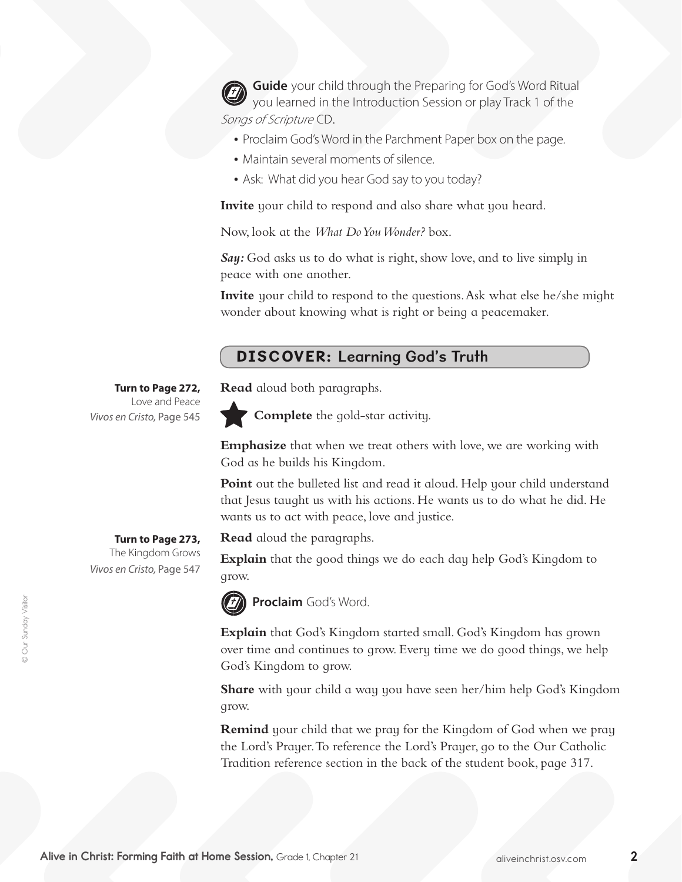**Guide** your child through the Preparing for God's Word Ritual you learned in the Introduction Session or play Track 1 of the *Songs of Scripture* CD.

- Proclaim God's Word in the Parchment Paper box on the page.
- Maintain several moments of silence.
- Ask: What did you hear God say to you today?

**Invite** your child to respond and also share what you heard.

Now, look at the *What Do You Wonder?* box.

***Say:*** God asks us to do what is right, show love, and to live simply in peace with one another.

**Invite** your child to respond to the questions. Ask what else he/she might wonder about knowing what is right or being a peacemaker.

## DISCOVER: Learning God's Truth

**Turn to Page 272,**
Love and Peace
*Vivos en Cristo,* Page 545

**Read** aloud both paragraphs.

**Complete** the gold-star activity.

**Emphasize** that when we treat others with love, we are working with God as he builds his Kingdom.

**Point** out the bulleted list and read it aloud. Help your child understand that Jesus taught us with his actions. He wants us to do what he did. He wants us to act with peace, love and justice.

**Turn to Page 273,**
The Kingdom Grows
*Vivos en Cristo,* Page 547

**Read** aloud the paragraphs.

**Explain** that the good things we do each day help God's Kingdom to grow.

**Proclaim** God's Word.

**Explain** that God's Kingdom started small. God's Kingdom has grown over time and continues to grow. Every time we do good things, we help God's Kingdom to grow.

**Share** with your child a way you have seen her/him help God's Kingdom grow.

**Remind** your child that we pray for the Kingdom of God when we pray the Lord's Prayer. To reference the Lord's Prayer, go to the Our Catholic Tradition reference section in the back of the student book, page 317.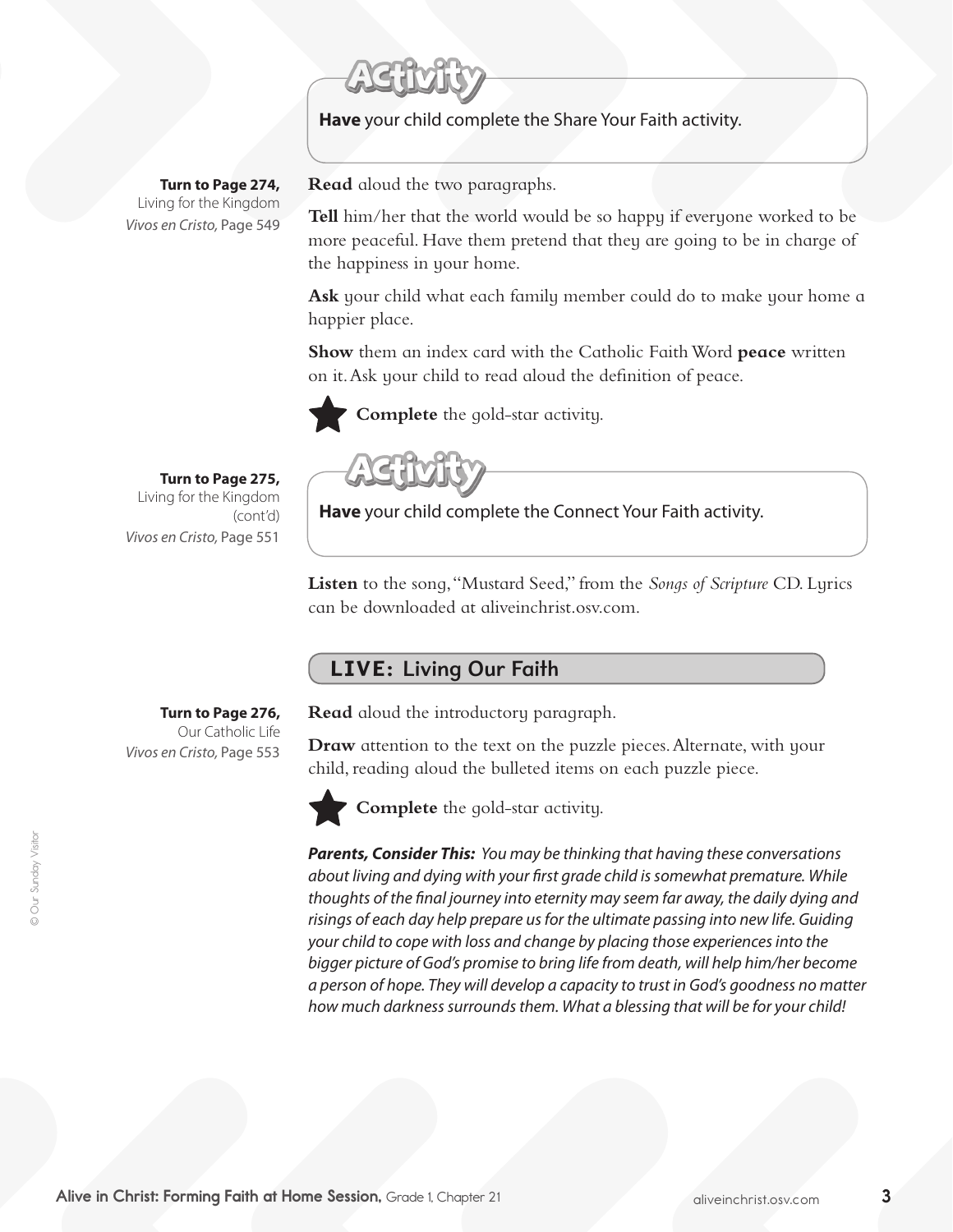**Activity**

**Have** your child complete the Share Your Faith activity.

**Turn to Page 274,**
Living for the Kingdom
*Vivos en Cristo,* Page 549

**Read** aloud the two paragraphs.

**Tell** him/her that the world would be so happy if everyone worked to be more peaceful. Have them pretend that they are going to be in charge of the happiness in your home.

**Ask** your child what each family member could do to make your home a happier place.

**Show** them an index card with the Catholic Faith Word **peace** written on it. Ask your child to read aloud the definition of peace.

★ **Complete** the gold-star activity.

**Turn to Page 275,**
Living for the Kingdom (cont'd)
*Vivos en Cristo,* Page 551

**Activity**

**Have** your child complete the Connect Your Faith activity.

**Listen** to the song, "Mustard Seed," from the *Songs of Scripture* CD. Lyrics can be downloaded at aliveinchrist.osv.com.

## LIVE: Living Our Faith

**Turn to Page 276,**
Our Catholic Life
*Vivos en Cristo,* Page 553

**Read** aloud the introductory paragraph.

**Draw** attention to the text on the puzzle pieces. Alternate, with your child, reading aloud the bulleted items on each puzzle piece.

★ **Complete** the gold-star activity.

***Parents, Consider This:*** *You may be thinking that having these conversations about living and dying with your first grade child is somewhat premature. While thoughts of the final journey into eternity may seem far away, the daily dying and risings of each day help prepare us for the ultimate passing into new life. Guiding your child to cope with loss and change by placing those experiences into the bigger picture of God's promise to bring life from death, will help him/her become a person of hope. They will develop a capacity to trust in God's goodness no matter how much darkness surrounds them. What a blessing that will be for your child!*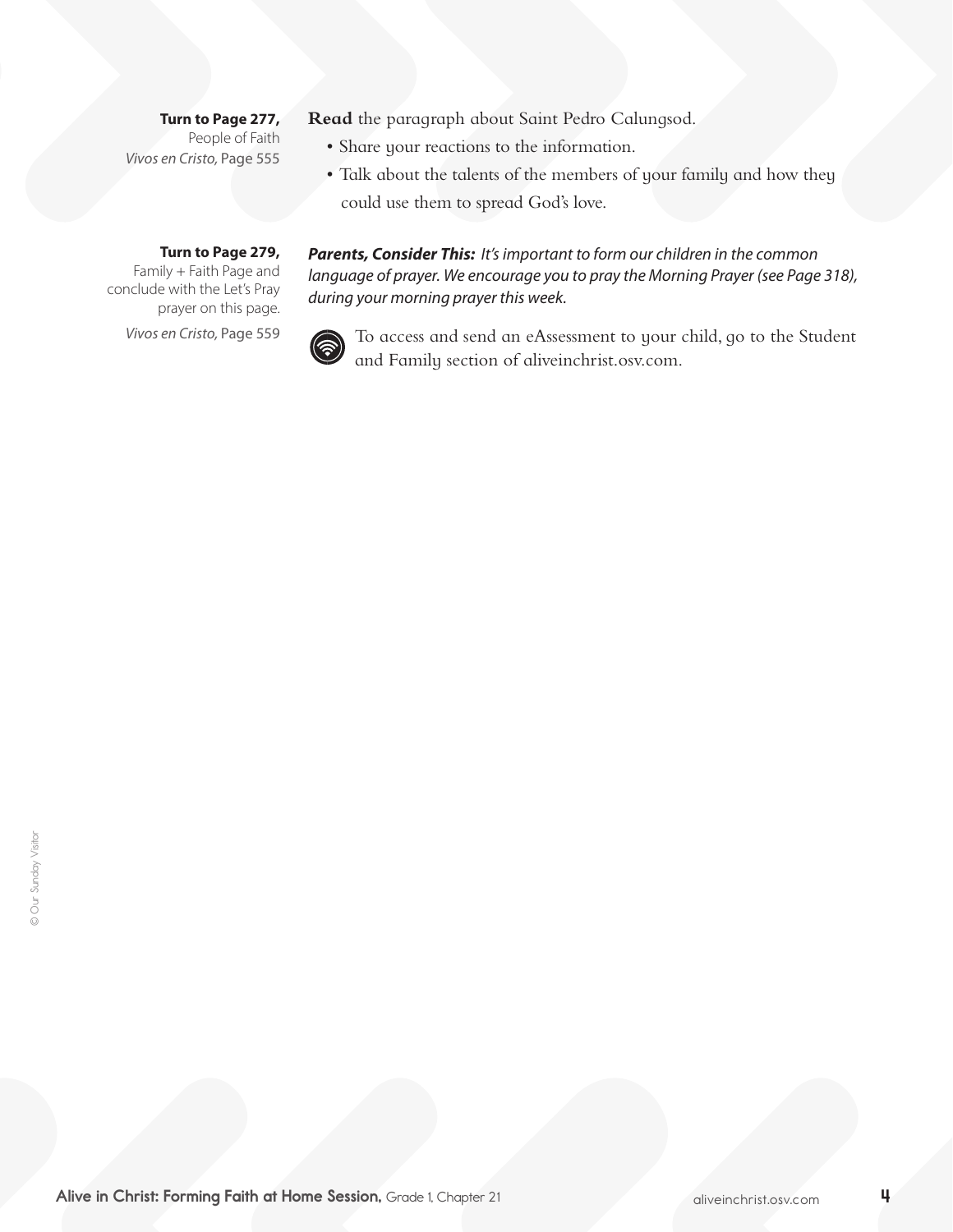**Turn to Page 277,**
People of Faith
*Vivos en Cristo,* Page 555

**Read** the paragraph about Saint Pedro Calungsod.

- Share your reactions to the information.
- Talk about the talents of the members of your family and how they could use them to spread God's love.

**Turn to Page 279,**
Family + Faith Page and conclude with the Let's Pray prayer on this page.
*Vivos en Cristo,* Page 559

***Parents, Consider This:*** *It's important to form our children in the common language of prayer. We encourage you to pray the Morning Prayer (see Page 318), during your morning prayer this week.*

To access and send an eAssessment to your child, go to the Student and Family section of aliveinchrist.osv.com.

© Our Sunday Visitor

**Alive in Christ: Forming Faith at Home Session,** Grade 1, Chapter 21